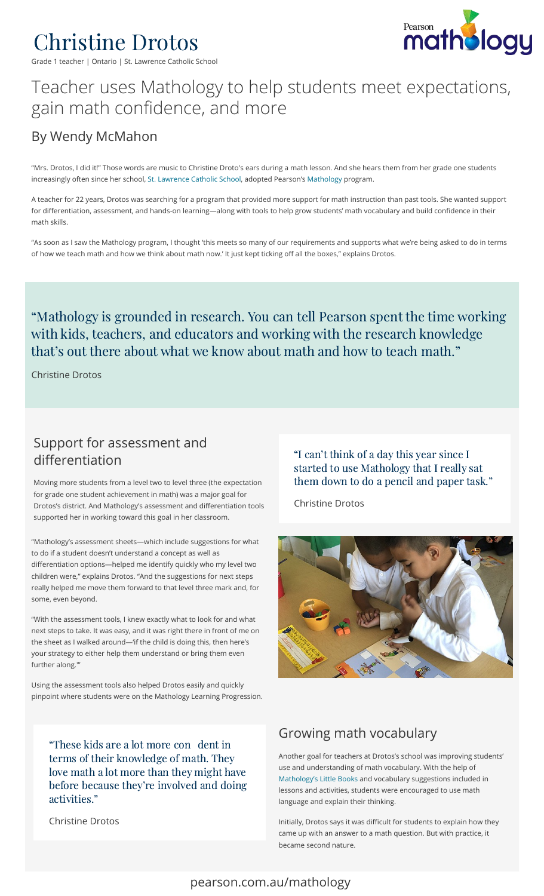# Christine Drotos

Grade 1 teacher | Ontario | St. Lawrence Catholic School

## Teacher uses Mathology to help students meet expectations, gain math confidence, and more

### By Wendy McMahon

"Mrs. Drotos, I did it!" Those words are music to Christine Droto's ears during a math lesson. And she hears them from her grade one students increasingly often since her school, St. Lawrence Catholic School, adopted Pearson's Mathology program.

A teacher for 22 years, Drotos was searching for a program that provided more support for math instruction than past tools. She wanted support for differentiation, assessment, and hands-on learning—along with tools to help grow students' math vocabulary and build confidence in their math skills.

"As soon as I saw the Mathology program, I thought 'this meets so many of our requirements and supports what we're being asked to do in terms of how we teach math and how we think about math now.' It just kept ticking off all the boxes," explains Drotos.

> "Mathology is grounded in research. You can tell Pearson spent the time working with kids, teachers, and educators and working with the research knowledge that's out there about what we know about math and how to teach math."
>
> Christine Drotos

## Support for assessment and differentiation

Moving more students from a level two to level three (the expectation for grade one student achievement in math) was a major goal for Drotos's district. And Mathology's assessment and differentiation tools supported her in working toward this goal in her classroom.

"Mathology's assessment sheets—which include suggestions for what to do if a student doesn't understand a concept as well as differentiation options—helped me identify quickly who my level two children were," explains Drotos. "And the suggestions for next steps really helped me move them forward to that level three mark and, for some, even beyond.

"With the assessment tools, I knew exactly what to look for and what next steps to take. It was easy, and it was right there in front of me on the sheet as I walked around—'if the child is doing this, then here's your strategy to either help them understand or bring them even further along.'"

Using the assessment tools also helped Drotos easily and quickly pinpoint where students were on the Mathology Learning Progression.

> "I can't think of a day this year since I started to use Mathology that I really sat them down to do a pencil and paper task."
>
> Christine Drotos

> "These kids are a lot more confident in terms of their knowledge of math. They love math a lot more than they might have before because they're involved and doing activities."
>
> Christine Drotos

## Growing math vocabulary

Another goal for teachers at Drotos's school was improving students' use and understanding of math vocabulary. With the help of Mathology's Little Books and vocabulary suggestions included in lessons and activities, students were encouraged to use math language and explain their thinking.

Initially, Drotos says it was difficult for students to explain how they came up with an answer to a math question. But with practice, it became second nature.

pearson.com.au/mathology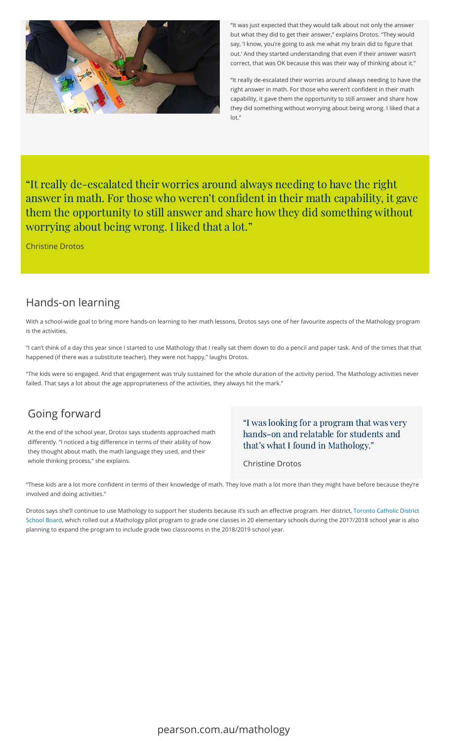"It was just expected that they would talk about not only the answer but what they did to get their answer," explains Drotos. "They would say, 'I know, you're going to ask me what my brain did to figure that out.' And they started understanding that even if their answer wasn't correct, that was OK because this was their way of thinking about it."

"It really de-escalated their worries around always needing to have the right answer in math. For those who weren't confident in their math capability, it gave them the opportunity to still answer and share how they did something without worrying about being wrong. I liked that a lot."

> "It really de-escalated their worries around always needing to have the right answer in math. For those who weren't confident in their math capability, it gave them the opportunity to still answer and share how they did something without worrying about being wrong. I liked that a lot."
>
> Christine Drotos

## Hands-on learning

With a school-wide goal to bring more hands-on learning to her math lessons, Drotos says one of her favourite aspects of the Mathology program is the activities.

"I can't think of a day this year since I started to use Mathology that I really sat them down to do a pencil and paper task. And of the times that that happened (if there was a substitute teacher), they were not happy," laughs Drotos.

"The kids were so engaged. And that engagement was truly sustained for the whole duration of the activity period. The Mathology activities never failed. That says a lot about the age appropriateness of the activities, they always hit the mark."

## Going forward

At the end of the school year, Drotos says students approached math differently. "I noticed a big difference in terms of their ability of how they thought about math, the math language they used, and their whole thinking process," she explains.

> "I was looking for a program that was very hands-on and relatable for students and that's what I found in Mathology."
>
> Christine Drotos

"These kids are a lot more confident in terms of their knowledge of math. They love math a lot more than they might have before because they're involved and doing activities."

Drotos says she'll continue to use Mathology to support her students because it's such an effective program. Her district, Toronto Catholic District School Board, which rolled out a Mathology pilot program to grade one classes in 20 elementary schools during the 2017/2018 school year is also planning to expand the program to include grade two classrooms in the 2018/2019 school year.

pearson.com.au/mathology